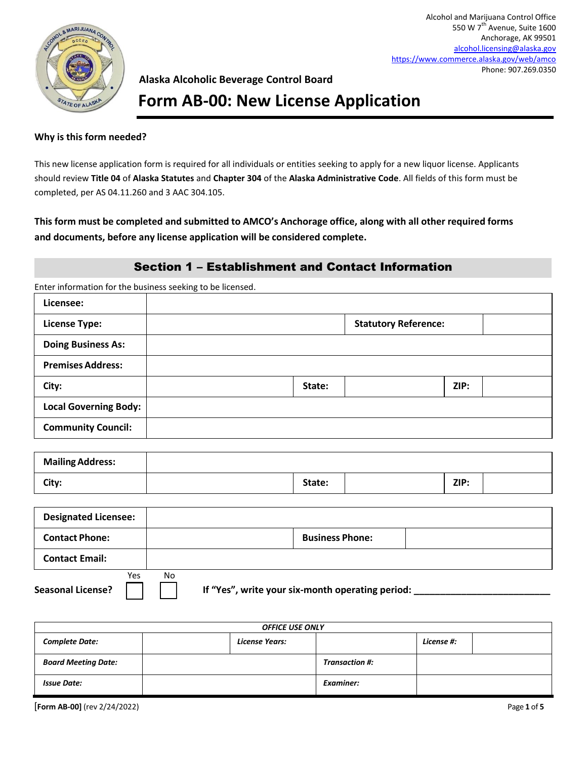Alcohol and Marijuana Control Office
550 W 7th Avenue, Suite 1600
Anchorage, AK 99501
alcohol.licensing@alaska.gov
https://www.commerce.alaska.gov/web/amco
Phone: 907.269.0350

**Alaska Alcoholic Beverage Control Board**

# Form AB-00: New License Application

**Why is this form needed?**

This new license application form is required for all individuals or entities seeking to apply for a new liquor license. Applicants should review **Title 04** of **Alaska Statutes** and **Chapter 304** of the **Alaska Administrative Code**. All fields of this form must be completed, per AS 04.11.260 and 3 AAC 304.105.

**This form must be completed and submitted to AMCO's Anchorage office, along with all other required forms and documents, before any license application will be considered complete.**

## Section 1 – Establishment and Contact Information

Enter information for the business seeking to be licensed.

| | | | | | |
|---|---|---|---|---|---|
| **Licensee:** | | | | | |
| **License Type:** | | | **Statutory Reference:** | | |
| **Doing Business As:** | | | | | |
| **Premises Address:** | | | | | |
| **City:** | | **State:** | | **ZIP:** | |
| **Local Governing Body:** | | | | | |
| **Community Council:** | | | | | |

| | | | | | |
|---|---|---|---|---|---|
| **Mailing Address:** | | | | | |
| **City:** | | **State:** | | **ZIP:** | |

| | | | |
|---|---|---|---|
| **Designated Licensee:** | | | |
| **Contact Phone:** | | **Business Phone:** | |
| **Contact Email:** | | | |

**Seasonal License?** ☐ Yes ☐ No **If "Yes", write your six-month operating period:** ___________________________

| *OFFICE USE ONLY* | | | | | |
|---|---|---|---|---|---|
| ***Complete Date:*** | | ***License Years:*** | | ***License #:*** | |
| ***Board Meeting Date:*** | | | ***Transaction #:*** | | |
| ***Issue Date:*** | | | ***Examiner:*** | | |

**[Form AB-00]** (rev 2/24/2022)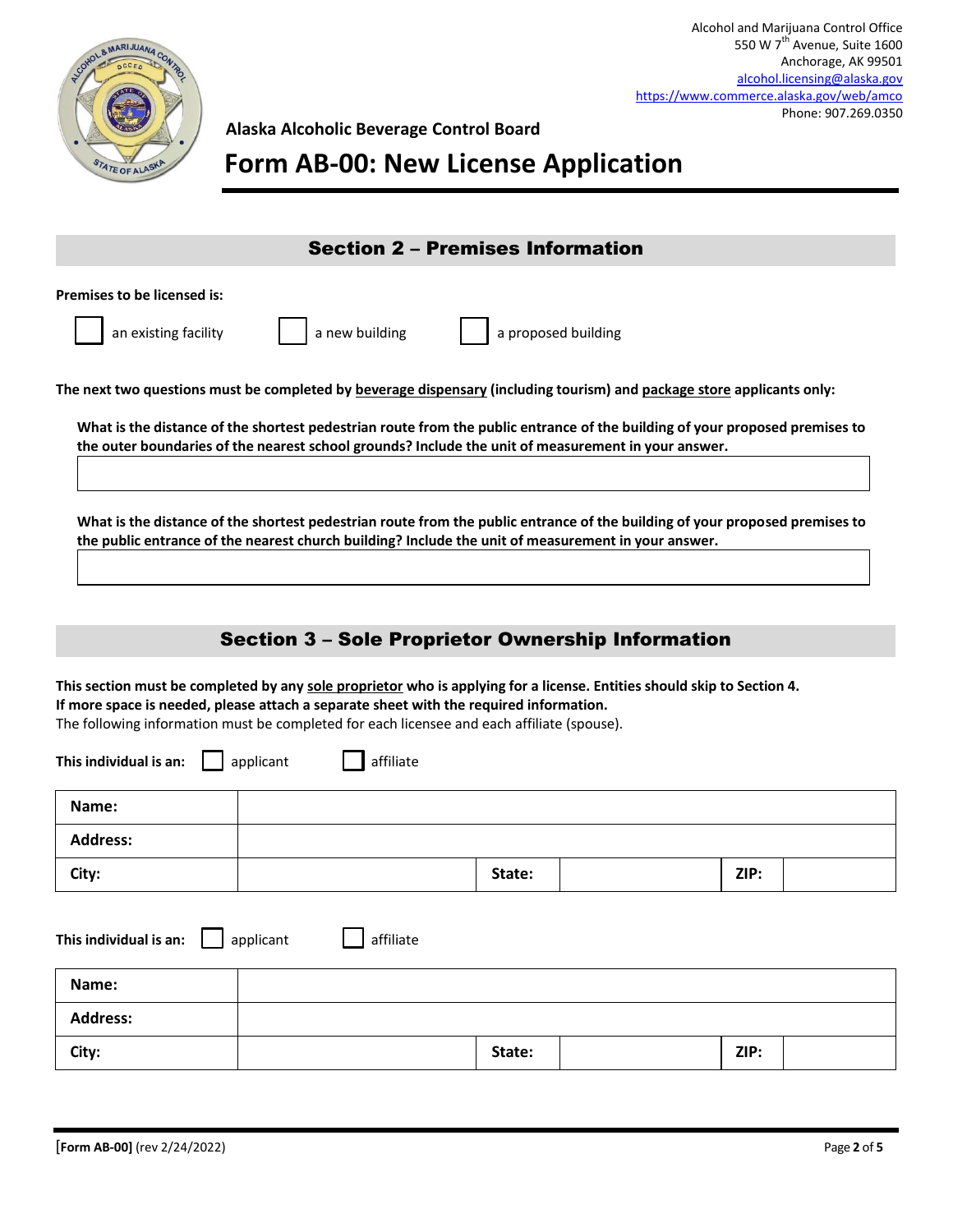Alcohol and Marijuana Control Office
550 W 7th Avenue, Suite 1600
Anchorage, AK 99501
alcohol.licensing@alaska.gov
https://www.commerce.alaska.gov/web/amco
Phone: 907.269.0350

**Alaska Alcoholic Beverage Control Board**

# Form AB-00: New License Application

## Section 2 – Premises Information

**Premises to be licensed is:**

☐ an existing facility ☐ a new building ☐ a proposed building

**The next two questions must be completed by beverage dispensary (including tourism) and package store applicants only:**

**What is the distance of the shortest pedestrian route from the public entrance of the building of your proposed premises to the outer boundaries of the nearest school grounds? Include the unit of measurement in your answer.**

| |
|---|
| |

**What is the distance of the shortest pedestrian route from the public entrance of the building of your proposed premises to the public entrance of the nearest church building? Include the unit of measurement in your answer.**

| |
|---|
| |

## Section 3 – Sole Proprietor Ownership Information

**This section must be completed by any sole proprietor who is applying for a license. Entities should skip to Section 4.**
**If more space is needed, please attach a separate sheet with the required information.**
The following information must be completed for each licensee and each affiliate (spouse).

**This individual is an:** ☐ applicant ☐ affiliate

| **Name:** | | | | | |
|---|---|---|---|---|---|
| **Address:** | | | | | |
| **City:** | | **State:** | | **ZIP:** | |

**This individual is an:** ☐ applicant ☐ affiliate

| **Name:** | | | | | |
|---|---|---|---|---|---|
| **Address:** | | | | | |
| **City:** | | **State:** | | **ZIP:** | |

**[Form AB-00]** (rev 2/24/2022)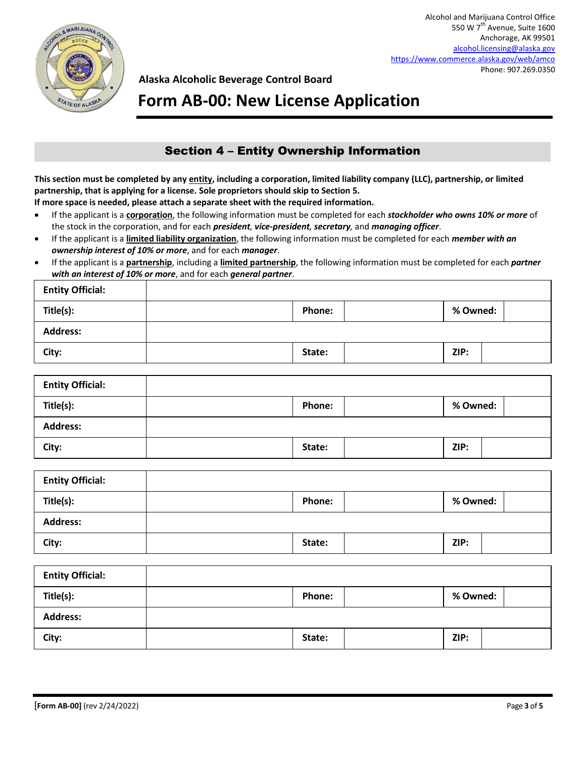Alcohol and Marijuana Control Office
550 W 7th Avenue, Suite 1600
Anchorage, AK 99501
alcohol.licensing@alaska.gov
https://www.commerce.alaska.gov/web/amco
Phone: 907.269.0350

**Alaska Alcoholic Beverage Control Board**

# Form AB-00: New License Application

## Section 4 – Entity Ownership Information

**This section must be completed by any entity, including a corporation, limited liability company (LLC), partnership, or limited partnership, that is applying for a license. Sole proprietors should skip to Section 5.**
**If more space is needed, please attach a separate sheet with the required information.**

- If the applicant is a **corporation**, the following information must be completed for each ***stockholder who owns 10% or more*** of the stock in the corporation, and for each ***president, vice-president, secretary,*** and ***managing officer***.
- If the applicant is a **limited liability organization**, the following information must be completed for each ***member with an ownership interest of 10% or more***, and for each ***manager***.
- If the applicant is a **partnership**, including a **limited partnership**, the following information must be completed for each ***partner with an interest of 10% or more***, and for each ***general partner***.

| **Entity Official:** | | | | | |
|---|---|---|---|---|---|
| **Title(s):** | | **Phone:** | | **% Owned:** | |
| **Address:** | | | | | |
| **City:** | | **State:** | | **ZIP:** | |

| **Entity Official:** | | | | | |
|---|---|---|---|---|---|
| **Title(s):** | | **Phone:** | | **% Owned:** | |
| **Address:** | | | | | |
| **City:** | | **State:** | | **ZIP:** | |

| **Entity Official:** | | | | | |
|---|---|---|---|---|---|
| **Title(s):** | | **Phone:** | | **% Owned:** | |
| **Address:** | | | | | |
| **City:** | | **State:** | | **ZIP:** | |

| **Entity Official:** | | | | | |
|---|---|---|---|---|---|
| **Title(s):** | | **Phone:** | | **% Owned:** | |
| **Address:** | | | | | |
| **City:** | | **State:** | | **ZIP:** | |

[**Form AB-00]** (rev 2/24/2022)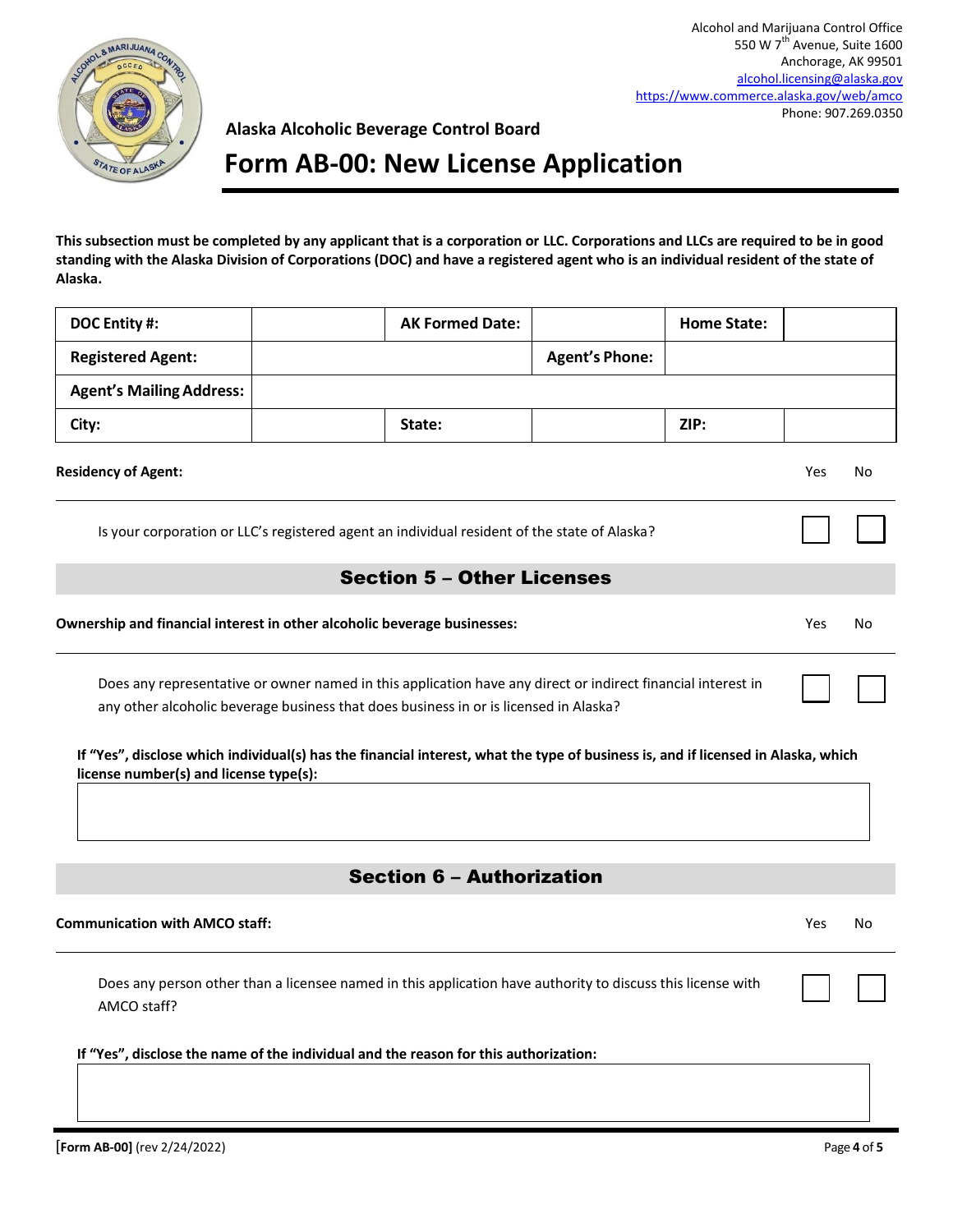Alcohol and Marijuana Control Office
550 W 7th Avenue, Suite 1600
Anchorage, AK 99501
alcohol.licensing@alaska.gov
https://www.commerce.alaska.gov/web/amco
Phone: 907.269.0350

**Alaska Alcoholic Beverage Control Board**

# Form AB-00: New License Application

**This subsection must be completed by any applicant that is a corporation or LLC. Corporations and LLCs are required to be in good standing with the Alaska Division of Corporations (DOC) and have a registered agent who is an individual resident of the state of Alaska.**

| **DOC Entity #:** | | **AK Formed Date:** | | **Home State:** | |
|---|---|---|---|---|---|
| **Registered Agent:** | | | **Agent's Phone:** | | |
| **Agent's Mailing Address:** | | | | | |
| **City:** | | **State:** | | **ZIP:** | |

**Residency of Agent:** Yes No

Is your corporation or LLC's registered agent an individual resident of the state of Alaska? ☐ ☐

## Section 5 – Other Licenses

**Ownership and financial interest in other alcoholic beverage businesses:** Yes No

Does any representative or owner named in this application have any direct or indirect financial interest in any other alcoholic beverage business that does business in or is licensed in Alaska? ☐ ☐

**If "Yes", disclose which individual(s) has the financial interest, what the type of business is, and if licensed in Alaska, which license number(s) and license type(s):**

## Section 6 – Authorization

**Communication with AMCO staff:** Yes No

Does any person other than a licensee named in this application have authority to discuss this license with AMCO staff? ☐ ☐

**If "Yes", disclose the name of the individual and the reason for this authorization:**

**[Form AB-00]** (rev 2/24/2022)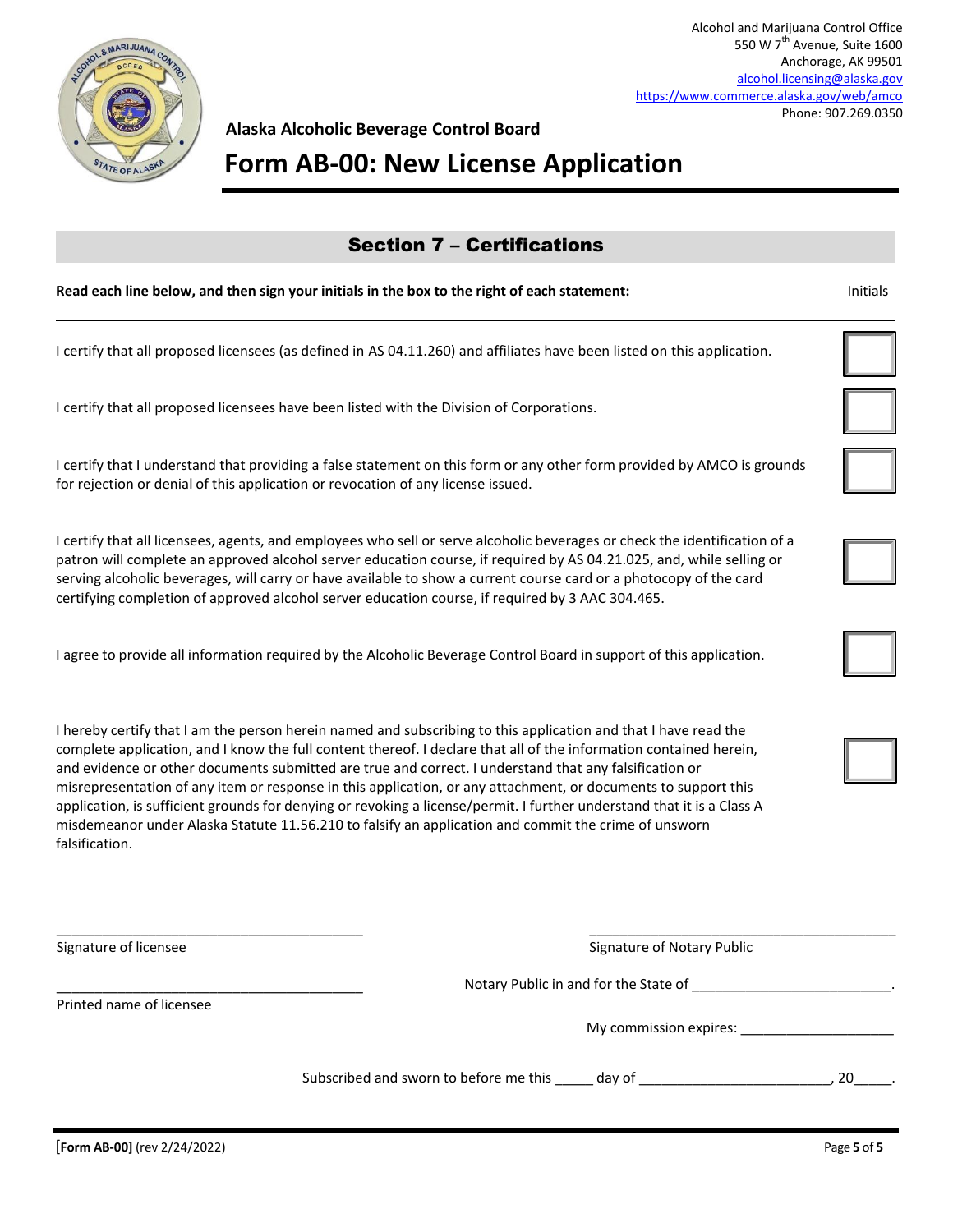Alcohol and Marijuana Control Office
550 W 7th Avenue, Suite 1600
Anchorage, AK 99501
alcohol.licensing@alaska.gov
https://www.commerce.alaska.gov/web/amco
Phone: 907.269.0350

**Alaska Alcoholic Beverage Control Board**

# Form AB-00: New License Application

## Section 7 – Certifications

| **Read each line below, and then sign your initials in the box to the right of each statement:** | Initials |
|---|---|
| I certify that all proposed licensees (as defined in AS 04.11.260) and affiliates have been listed on this application. | |
| I certify that all proposed licensees have been listed with the Division of Corporations. | |
| I certify that I understand that providing a false statement on this form or any other form provided by AMCO is grounds for rejection or denial of this application or revocation of any license issued. | |
| I certify that all licensees, agents, and employees who sell or serve alcoholic beverages or check the identification of a patron will complete an approved alcohol server education course, if required by AS 04.21.025, and, while selling or serving alcoholic beverages, will carry or have available to show a current course card or a photocopy of the card certifying completion of approved alcohol server education course, if required by 3 AAC 304.465. | |
| I agree to provide all information required by the Alcoholic Beverage Control Board in support of this application. | |
| I hereby certify that I am the person herein named and subscribing to this application and that I have read the complete application, and I know the full content thereof. I declare that all of the information contained herein, and evidence or other documents submitted are true and correct. I understand that any falsification or misrepresentation of any item or response in this application, or any attachment, or documents to support this application, is sufficient grounds for denying or revoking a license/permit. I further understand that it is a Class A misdemeanor under Alaska Statute 11.56.210 to falsify an application and commit the crime of unsworn falsification. | |

_________________________________________
Signature of licensee

_________________________________________
Printed name of licensee

_________________________________________
Signature of Notary Public

Notary Public in and for the State of ___________________________.

My commission expires: _____________________

Subscribed and sworn to before me this _____ day of _________________________, 20_____.

**[Form AB-00]** (rev 2/24/2022)